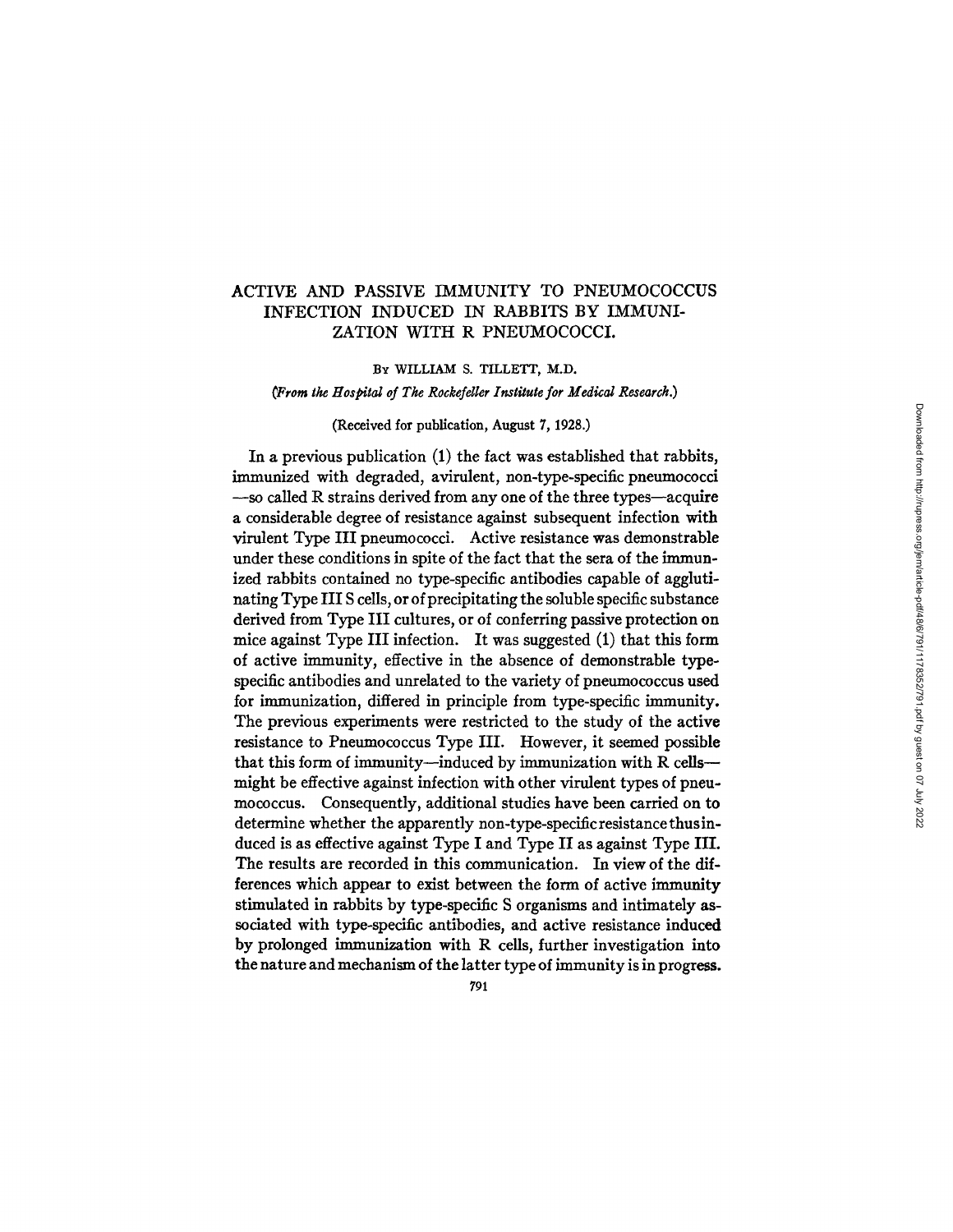# ACTIVE AND PASSIVE IMMUNITY TO PNEUMOCOCCUS INFECTION INDUCED IN RABBITS BY IMMUNIZATION WITH R PNEUMOCOCCI.

By WILLIAM S. TILLETT, M.D.

(*From the Hospital of The Rockefeller Institute for Medical Research.*)

(Received for publication, August 7, 1928.)

In a previous publication (1) the fact was established that rabbits, immunized with degraded, avirulent, non-type-specific pneumococci —so called R strains derived from any one of the three types—acquire a considerable degree of resistance against subsequent infection with virulent Type III pneumococci. Active resistance was demonstrable under these conditions in spite of the fact that the sera of the immunized rabbits contained no type-specific antibodies capable of agglutinating Type III S cells, or of precipitating the soluble specific substance derived from Type III cultures, or of conferring passive protection on mice against Type III infection. It was suggested (1) that this form of active immunity, effective in the absence of demonstrable type-specific antibodies and unrelated to the variety of pneumococcus used for immunization, differed in principle from type-specific immunity. The previous experiments were restricted to the study of the active resistance to Pneumococcus Type III. However, it seemed possible that this form of immunity—induced by immunization with R cells—might be effective against infection with other virulent types of pneumococcus. Consequently, additional studies have been carried on to determine whether the apparently non-type-specific resistance thus induced is as effective against Type I and Type II as against Type III. The results are recorded in this communication. In view of the differences which appear to exist between the form of active immunity stimulated in rabbits by type-specific S organisms and intimately associated with type-specific antibodies, and active resistance induced by prolonged immunization with R cells, further investigation into the nature and mechanism of the latter type of immunity is in progress.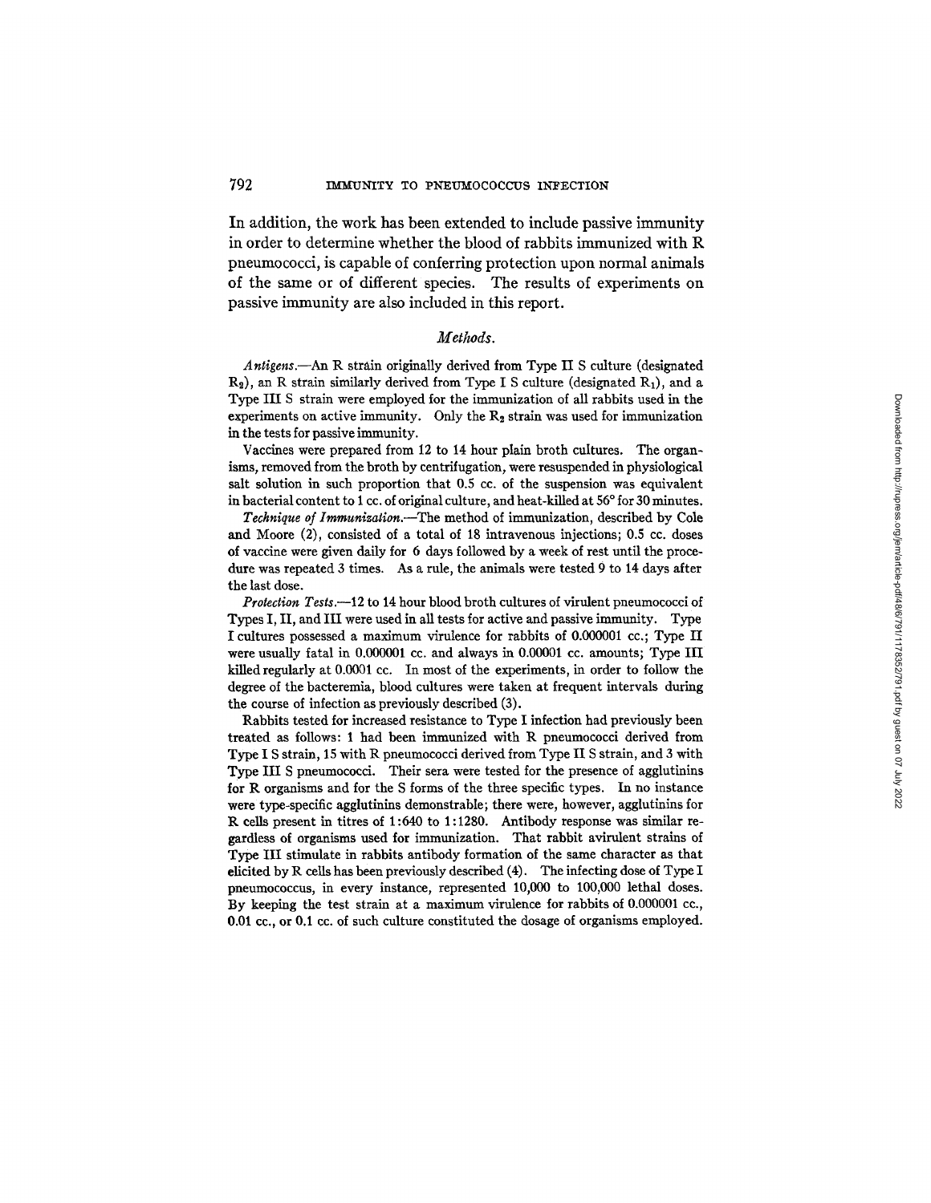In addition, the work has been extended to include passive immunity in order to determine whether the blood of rabbits immunized with R pneumococci, is capable of conferring protection upon normal animals of the same or of different species. The results of experiments on passive immunity are also included in this report.

### *Methods.*

*Antigens.*—An R strain originally derived from Type II S culture (designated $R_2$), an R strain similarly derived from Type I S culture (designated $R_1$), and a Type III S strain were employed for the immunization of all rabbits used in the experiments on active immunity. Only the $R_2$ strain was used for immunization in the tests for passive immunity.

Vaccines were prepared from 12 to 14 hour plain broth cultures. The organisms, removed from the broth by centrifugation, were resuspended in physiological salt solution in such proportion that 0.5 cc. of the suspension was equivalent in bacterial content to 1 cc. of original culture, and heat-killed at 56° for 30 minutes.

*Technique of Immunization.*—The method of immunization, described by Cole and Moore (2), consisted of a total of 18 intravenous injections; 0.5 cc. doses of vaccine were given daily for 6 days followed by a week of rest until the procedure was repeated 3 times. As a rule, the animals were tested 9 to 14 days after the last dose.

*Protection Tests.*—12 to 14 hour blood broth cultures of virulent pneumococci of Types I, II, and III were used in all tests for active and passive immunity. Type I cultures possessed a maximum virulence for rabbits of 0.000001 cc.; Type II were usually fatal in 0.000001 cc. and always in 0.00001 cc. amounts; Type III killed regularly at 0.0001 cc. In most of the experiments, in order to follow the degree of the bacteremia, blood cultures were taken at frequent intervals during the course of infection as previously described (3).

Rabbits tested for increased resistance to Type I infection had previously been treated as follows: 1 had been immunized with R pneumococci derived from Type I S strain, 15 with R pneumococci derived from Type II S strain, and 3 with Type III S pneumococci. Their sera were tested for the presence of agglutinins for R organisms and for the S forms of the three specific types. In no instance were type-specific agglutinins demonstrable; there were, however, agglutinins for R cells present in titres of 1:640 to 1:1280. Antibody response was similar regardless of organisms used for immunization. That rabbit avirulent strains of Type III stimulate in rabbits antibody formation of the same character as that elicited by R cells has been previously described (4). The infecting dose of Type I pneumococcus, in every instance, represented 10,000 to 100,000 lethal doses. By keeping the test strain at a maximum virulence for rabbits of 0.000001 cc., 0.01 cc., or 0.1 cc. of such culture constituted the dosage of organisms employed.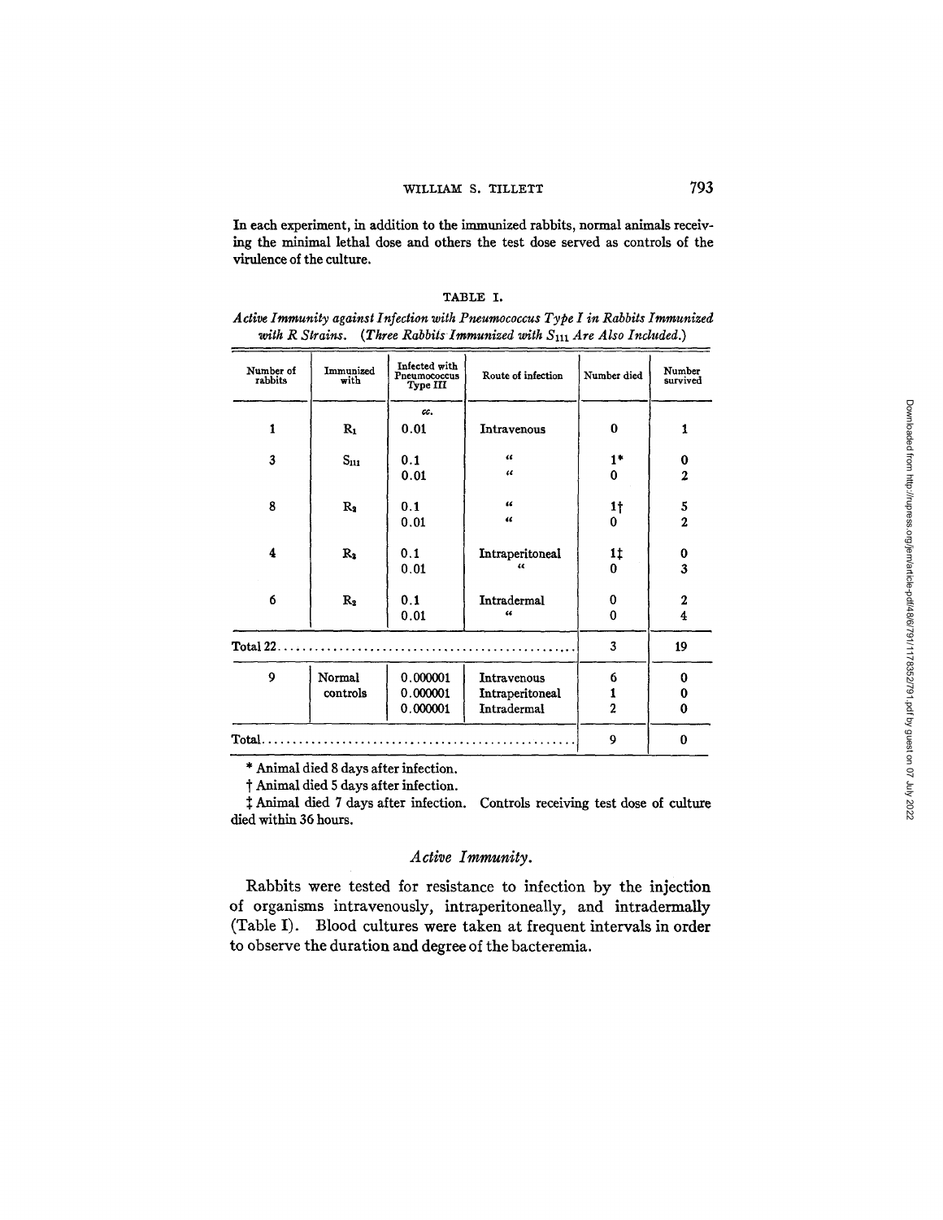In each experiment, in addition to the immunized rabbits, normal animals receiving the minimal lethal dose and others the test dose served as controls of the virulence of the culture.

TABLE I.

*Active Immunity against Infection with Pneumococcus Type I in Rabbits Immunized with R Strains. (Three Rabbits Immunized with $S_{III}$ Are Also Included.)*

| Number of rabbits | Immunized with | Infected with Pneumococcus Type III | Route of infection | Number died | Number survived |
|---|---|---|---|---|---|
| | | *cc.* | | | |
| 1 | $R_1$ | 0.01 | Intravenous | 0 | 1 |
| 3 | $S_{III}$ | 0.1 | " | 1* | 0 |
| | | 0.01 | " | 0 | 2 |
| 8 | $R_2$ | 0.1 | " | 1† | 5 |
| | | 0.01 | " | 0 | 2 |
| 4 | $R_2$ | 0.1 | Intraperitoneal | 1‡ | 0 |
| | | 0.01 | " | 0 | 3 |
| 6 | $R_2$ | 0.1 | Intradermal | 0 | 2 |
| | | 0.01 | " | 0 | 4 |
| Total 22 | | | | 3 | 19 |
| 9 | Normal controls | 0.000001 | Intravenous | 6 | 0 |
| | | 0.000001 | Intraperitoneal | 1 | 0 |
| | | 0.000001 | Intradermal | 2 | 0 |
| Total | | | | 9 | 0 |

\* Animal died 8 days after infection.

† Animal died 5 days after infection.

‡ Animal died 7 days after infection. Controls receiving test dose of culture died within 36 hours.

### *Active Immunity.*

Rabbits were tested for resistance to infection by the injection of organisms intravenously, intraperitoneally, and intradermally (Table I). Blood cultures were taken at frequent intervals in order to observe the duration and degree of the bacteremia.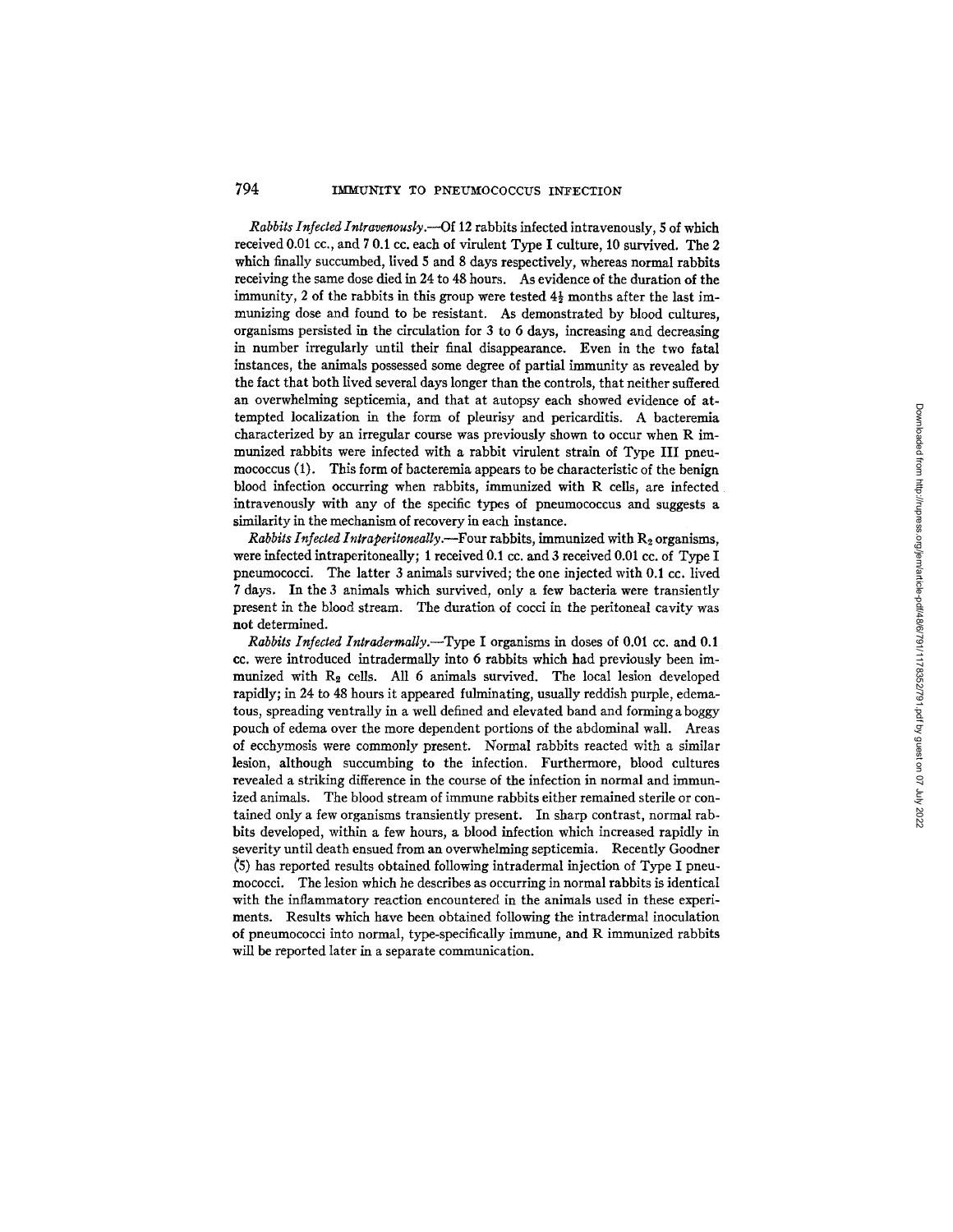*Rabbits Infected Intravenously*.—Of 12 rabbits infected intravenously, 5 of which received 0.01 cc., and 7 0.1 cc. each of virulent Type I culture, 10 survived. The 2 which finally succumbed, lived 5 and 8 days respectively, whereas normal rabbits receiving the same dose died in 24 to 48 hours. As evidence of the duration of the immunity, 2 of the rabbits in this group were tested 4½ months after the last immunizing dose and found to be resistant. As demonstrated by blood cultures, organisms persisted in the circulation for 3 to 6 days, increasing and decreasing in number irregularly until their final disappearance. Even in the two fatal instances, the animals possessed some degree of partial immunity as revealed by the fact that both lived several days longer than the controls, that neither suffered an overwhelming septicemia, and that at autopsy each showed evidence of attempted localization in the form of pleurisy and pericarditis. A bacteremia characterized by an irregular course was previously shown to occur when R immunized rabbits were infected with a rabbit virulent strain of Type III pneumococcus (1). This form of bacteremia appears to be characteristic of the benign blood infection occurring when rabbits, immunized with R cells, are infected intravenously with any of the specific types of pneumococcus and suggests a similarity in the mechanism of recovery in each instance.

*Rabbits Infected Intraperitoneally*.—Four rabbits, immunized with $R_2$ organisms, were infected intraperitoneally; 1 received 0.1 cc. and 3 received 0.01 cc. of Type I pneumococci. The latter 3 animals survived; the one injected with 0.1 cc. lived 7 days. In the 3 animals which survived, only a few bacteria were transiently present in the blood stream. The duration of cocci in the peritoneal cavity was not determined.

*Rabbits Infected Intradermally*.—Type I organisms in doses of 0.01 cc. and 0.1 cc. were introduced intradermally into 6 rabbits which had previously been immunized with $R_2$ cells. All 6 animals survived. The local lesion developed rapidly; in 24 to 48 hours it appeared fulminating, usually reddish purple, edematous, spreading ventrally in a well defined and elevated band and forming a boggy pouch of edema over the more dependent portions of the abdominal wall. Areas of ecchymosis were commonly present. Normal rabbits reacted with a similar lesion, although succumbing to the infection. Furthermore, blood cultures revealed a striking difference in the course of the infection in normal and immunized animals. The blood stream of immune rabbits either remained sterile or contained only a few organisms transiently present. In sharp contrast, normal rabbits developed, within a few hours, a blood infection which increased rapidly in severity until death ensued from an overwhelming septicemia. Recently Goodner (5) has reported results obtained following intradermal injection of Type I pneumococci. The lesion which he describes as occurring in normal rabbits is identical with the inflammatory reaction encountered in the animals used in these experiments. Results which have been obtained following the intradermal inoculation of pneumococci into normal, type-specifically immune, and R immunized rabbits will be reported later in a separate communication.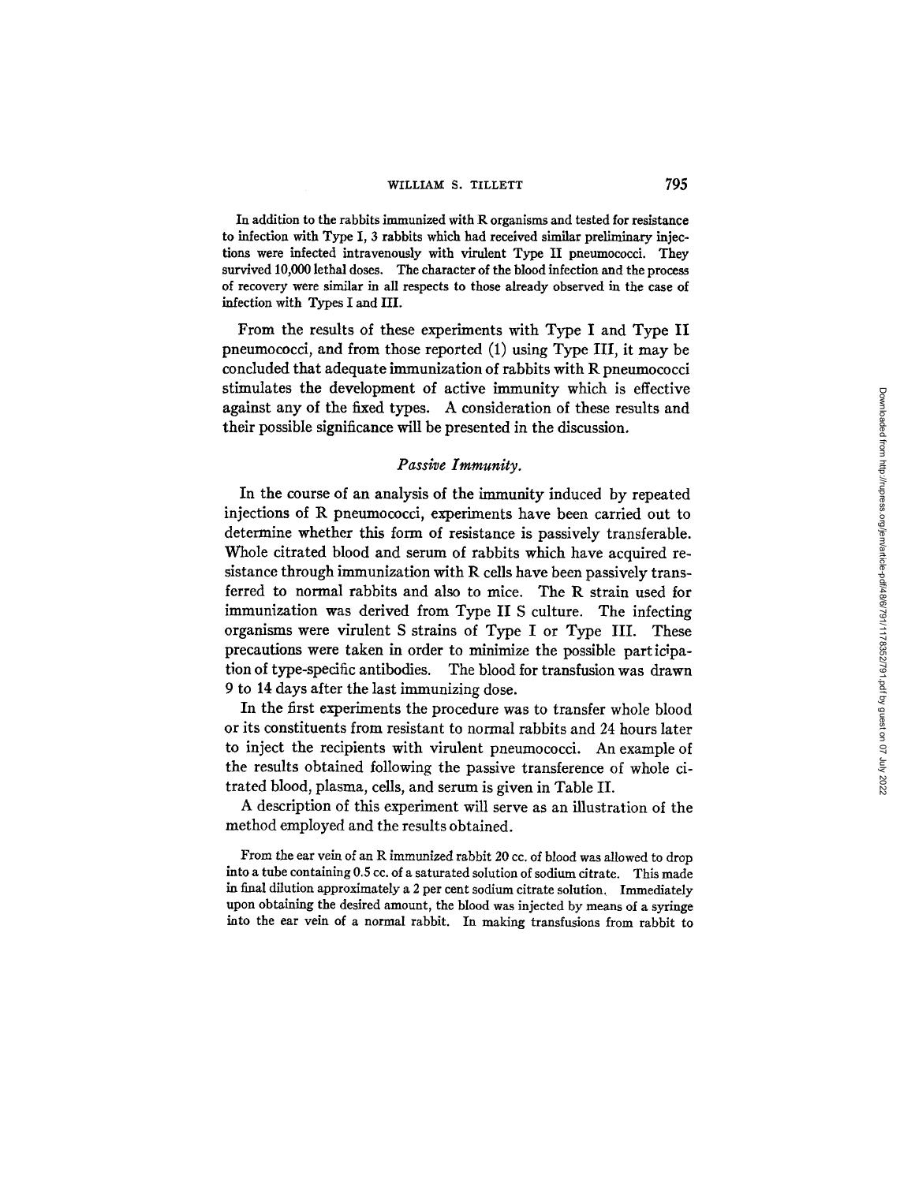In addition to the rabbits immunized with R organisms and tested for resistance to infection with Type I, 3 rabbits which had received similar preliminary injections were infected intravenously with virulent Type II pneumococci. They survived 10,000 lethal doses. The character of the blood infection and the process of recovery were similar in all respects to those already observed in the case of infection with Types I and III.

From the results of these experiments with Type I and Type II pneumococci, and from those reported (1) using Type III, it may be concluded that adequate immunization of rabbits with R pneumococci stimulates the development of active immunity which is effective against any of the fixed types. A consideration of these results and their possible significance will be presented in the discussion.

### *Passive Immunity.*

In the course of an analysis of the immunity induced by repeated injections of R pneumococci, experiments have been carried out to determine whether this form of resistance is passively transferable. Whole citrated blood and serum of rabbits which have acquired resistance through immunization with R cells have been passively transferred to normal rabbits and also to mice. The R strain used for immunization was derived from Type II S culture. The infecting organisms were virulent S strains of Type I or Type III. These precautions were taken in order to minimize the possible participation of type-specific antibodies. The blood for transfusion was drawn 9 to 14 days after the last immunizing dose.

In the first experiments the procedure was to transfer whole blood or its constituents from resistant to normal rabbits and 24 hours later to inject the recipients with virulent pneumococci. An example of the results obtained following the passive transference of whole citrated blood, plasma, cells, and serum is given in Table II.

A description of this experiment will serve as an illustration of the method employed and the results obtained.

From the ear vein of an R immunized rabbit 20 cc. of blood was allowed to drop into a tube containing 0.5 cc. of a saturated solution of sodium citrate. This made in final dilution approximately a 2 per cent sodium citrate solution. Immediately upon obtaining the desired amount, the blood was injected by means of a syringe into the ear vein of a normal rabbit. In making transfusions from rabbit to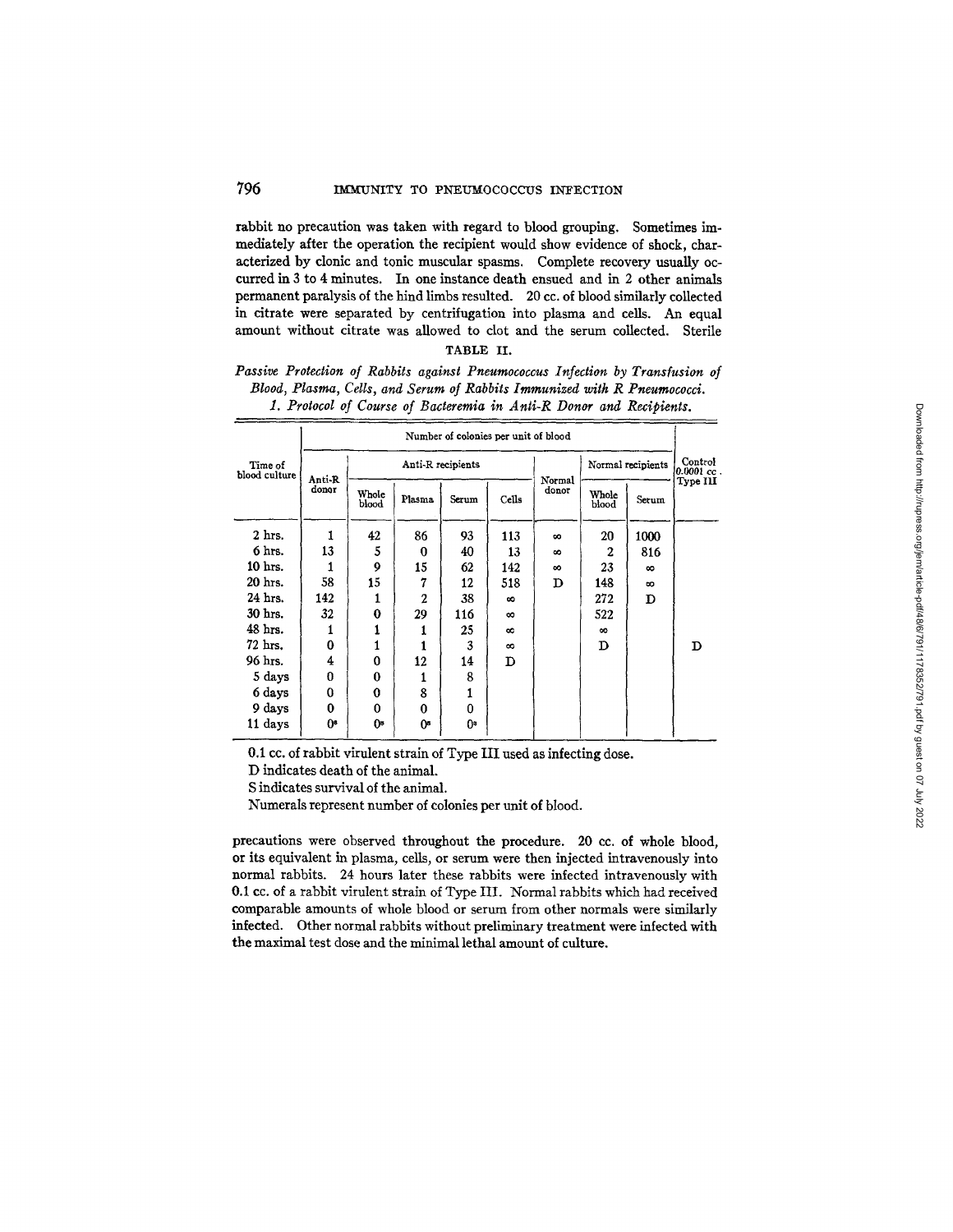rabbit no precaution was taken with regard to blood grouping. Sometimes immediately after the operation the recipient would show evidence of shock, characterized by clonic and tonic muscular spasms. Complete recovery usually occurred in 3 to 4 minutes. In one instance death ensued and in 2 other animals permanent paralysis of the hind limbs resulted. 20 cc. of blood similarly collected in citrate were separated by centrifugation into plasma and cells. An equal amount without citrate was allowed to clot and the serum collected. Sterile

TABLE II.

*Passive Protection of Rabbits against Pneumococcus Infection by Transfusion of Blood, Plasma, Cells, and Serum of Rabbits Immunized with R Pneumococci.*
*1. Protocol of Course of Bacteremia in Anti-R Donor and Recipients.*

| Time of blood culture | Number of colonies per unit of blood | | | | | | | | Control 0.0001 cc. Type III |
|---|---|---|---|---|---|---|---|---|---|
| | Anti-R donor | Anti-R recipients | | | | Normal donor | Normal recipients | | |
| | | Whole blood | Plasma | Serum | Cells | | Whole blood | Serum | |
| 2 hrs. | 1 | 42 | 86 | 93 | 113 | ∞ | 20 | 1000 | |
| 6 hrs. | 13 | 5 | 0 | 40 | 13 | ∞ | 2 | 816 | |
| 10 hrs. | 1 | 9 | 15 | 62 | 142 | ∞ | 23 | ∞ | |
| 20 hrs. | 58 | 15 | 7 | 12 | 518 | D | 148 | ∞ | |
| 24 hrs. | 142 | 1 | 2 | 38 | ∞ | | 272 | D | |
| 30 hrs. | 32 | 0 | 29 | 116 | ∞ | | 522 | | |
| 48 hrs. | 1 | 1 | 1 | 25 | ∞ | | ∞ | | |
| 72 hrs. | 0 | 1 | 1 | 3 | ∞ | | D | | D |
| 96 hrs. | 4 | 0 | 12 | 14 | D | | | | |
| 5 days | 0 | 0 | 1 | 8 | | | | | |
| 6 days | 0 | 0 | 8 | 1 | | | | | |
| 9 days | 0 | 0 | 0 | 0 | | | | | |
| 11 days | 0[s] | 0[s] | 0[s] | 0[s] | | | | | |

0.1 cc. of rabbit virulent strain of Type III used as infecting dose.

D indicates death of the animal.

S indicates survival of the animal.

Numerals represent number of colonies per unit of blood.

precautions were observed throughout the procedure. 20 cc. of whole blood, or its equivalent in plasma, cells, or serum were then injected intravenously into normal rabbits. 24 hours later these rabbits were infected intravenously with 0.1 cc. of a rabbit virulent strain of Type III. Normal rabbits which had received comparable amounts of whole blood or serum from other normals were similarly infected. Other normal rabbits without preliminary treatment were infected with the maximal test dose and the minimal lethal amount of culture.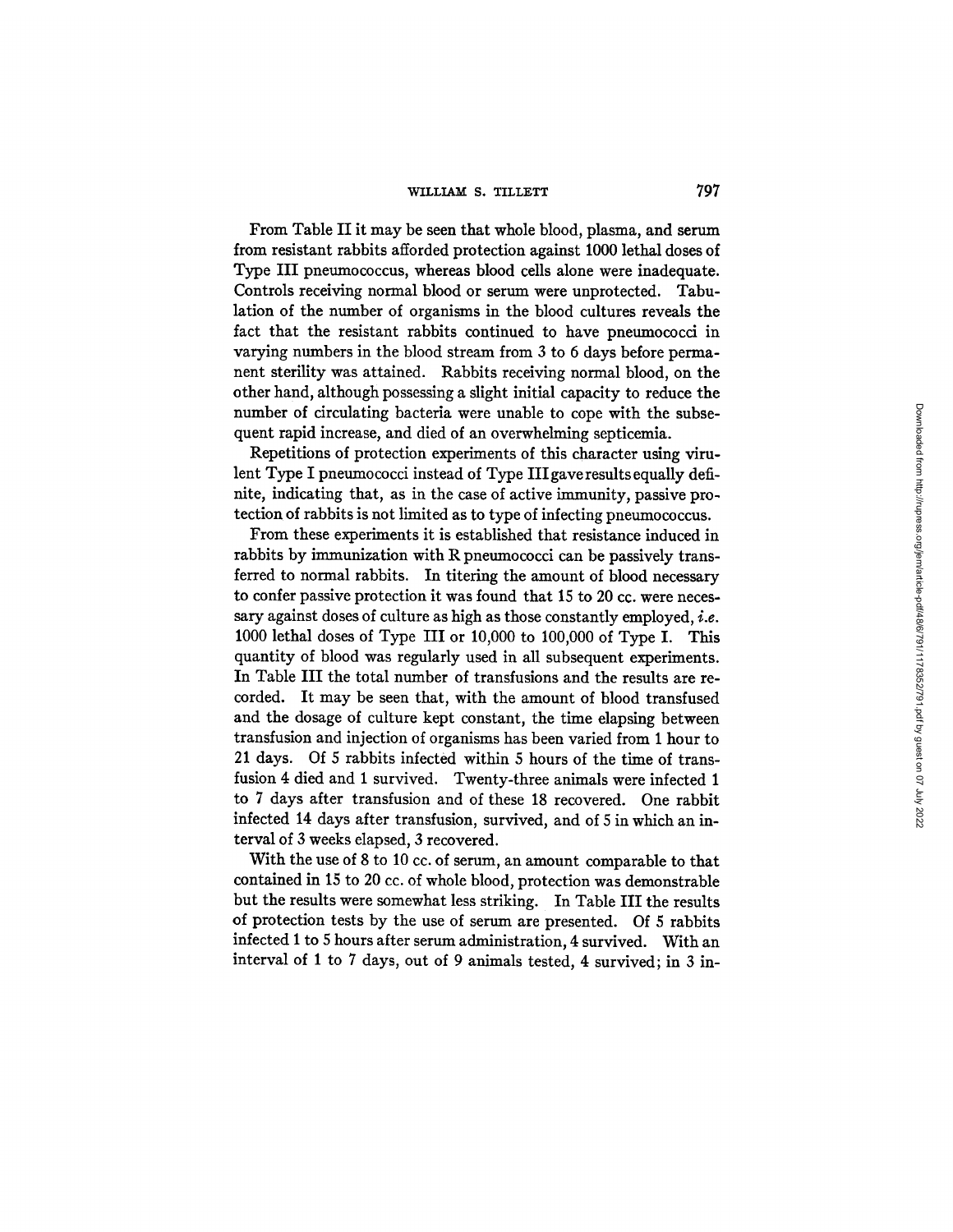From Table II it may be seen that whole blood, plasma, and serum from resistant rabbits afforded protection against 1000 lethal doses of Type III pneumococcus, whereas blood cells alone were inadequate. Controls receiving normal blood or serum were unprotected. Tabulation of the number of organisms in the blood cultures reveals the fact that the resistant rabbits continued to have pneumococci in varying numbers in the blood stream from 3 to 6 days before permanent sterility was attained. Rabbits receiving normal blood, on the other hand, although possessing a slight initial capacity to reduce the number of circulating bacteria were unable to cope with the subsequent rapid increase, and died of an overwhelming septicemia.

Repetitions of protection experiments of this character using virulent Type I pneumococci instead of Type III gave results equally definite, indicating that, as in the case of active immunity, passive protection of rabbits is not limited as to type of infecting pneumococcus.

From these experiments it is established that resistance induced in rabbits by immunization with R pneumococci can be passively transferred to normal rabbits. In titering the amount of blood necessary to confer passive protection it was found that 15 to 20 cc. were necessary against doses of culture as high as those constantly employed, *i.e.* 1000 lethal doses of Type III or 10,000 to 100,000 of Type I. This quantity of blood was regularly used in all subsequent experiments. In Table III the total number of transfusions and the results are recorded. It may be seen that, with the amount of blood transfused and the dosage of culture kept constant, the time elapsing between transfusion and injection of organisms has been varied from 1 hour to 21 days. Of 5 rabbits infected within 5 hours of the time of transfusion 4 died and 1 survived. Twenty-three animals were infected 1 to 7 days after transfusion and of these 18 recovered. One rabbit infected 14 days after transfusion, survived, and of 5 in which an interval of 3 weeks elapsed, 3 recovered.

With the use of 8 to 10 cc. of serum, an amount comparable to that contained in 15 to 20 cc. of whole blood, protection was demonstrable but the results were somewhat less striking. In Table III the results of protection tests by the use of serum are presented. Of 5 rabbits infected 1 to 5 hours after serum administration, 4 survived. With an interval of 1 to 7 days, out of 9 animals tested, 4 survived; in 3 in-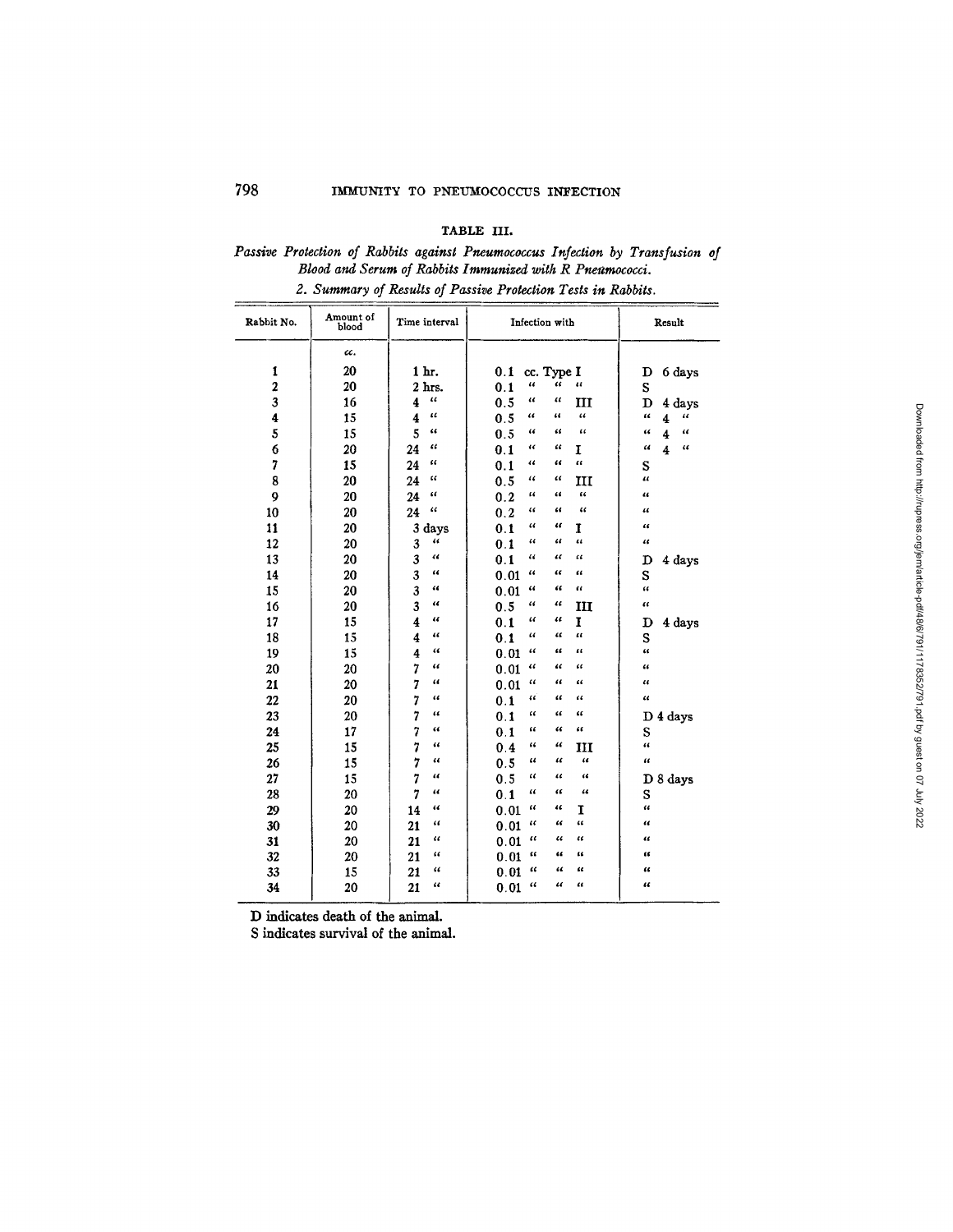TABLE III.

*Passive Protection of Rabbits against Pneumococcus Infection by Transfusion of Blood and Serum of Rabbits Immunized with R Pneumococci.*

*2. Summary of Results of Passive Protection Tests in Rabbits.*

| Rabbit No. | Amount of blood | Time interval | Infection with | Result |
|---|---|---|---|---|
| | cc. | | | |
| 1 | 20 | 1 hr. | 0.1 cc. Type I | D 6 days |
| 2 | 20 | 2 hrs. | 0.1 " " " | S |
| 3 | 16 | 4 " | 0.5 " " III | D 4 days |
| 4 | 15 | 4 " | 0.5 " " " | " 4 " |
| 5 | 15 | 5 " | 0.5 " " " | " 4 " |
| 6 | 20 | 24 " | 0.1 " " I | " 4 " |
| 7 | 15 | 24 " | 0.1 " " " | S |
| 8 | 20 | 24 " | 0.5 " " III | " |
| 9 | 20 | 24 " | 0.2 " " " | " |
| 10 | 20 | 24 " | 0.2 " " " | " |
| 11 | 20 | 3 days | 0.1 " " I | " |
| 12 | 20 | 3 " | 0.1 " " " | " |
| 13 | 20 | 3 " | 0.1 " " " | D 4 days |
| 14 | 20 | 3 " | 0.01 " " " | S |
| 15 | 20 | 3 " | 0.01 " " " | " |
| 16 | 20 | 3 " | 0.5 " " III | " |
| 17 | 15 | 4 " | 0.1 " " I | D 4 days |
| 18 | 15 | 4 " | 0.1 " " " | S |
| 19 | 15 | 4 " | 0.01 " " " | " |
| 20 | 20 | 7 " | 0.01 " " " | " |
| 21 | 20 | 7 " | 0.01 " " " | " |
| 22 | 20 | 7 " | 0.1 " " " | " |
| 23 | 20 | 7 " | 0.1 " " " | D 4 days |
| 24 | 17 | 7 " | 0.1 " " " | S |
| 25 | 15 | 7 " | 0.4 " " III | " |
| 26 | 15 | 7 " | 0.5 " " " | " |
| 27 | 15 | 7 " | 0.5 " " " | D 8 days |
| 28 | 20 | 7 " | 0.1 " " " | S |
| 29 | 20 | 14 " | 0.01 " " I | " |
| 30 | 20 | 21 " | 0.01 " " " | " |
| 31 | 20 | 21 " | 0.01 " " " | " |
| 32 | 20 | 21 " | 0.01 " " " | " |
| 33 | 15 | 21 " | 0.01 " " " | " |
| 34 | 20 | 21 " | 0.01 " " " | " |

D indicates death of the animal.

S indicates survival of the animal.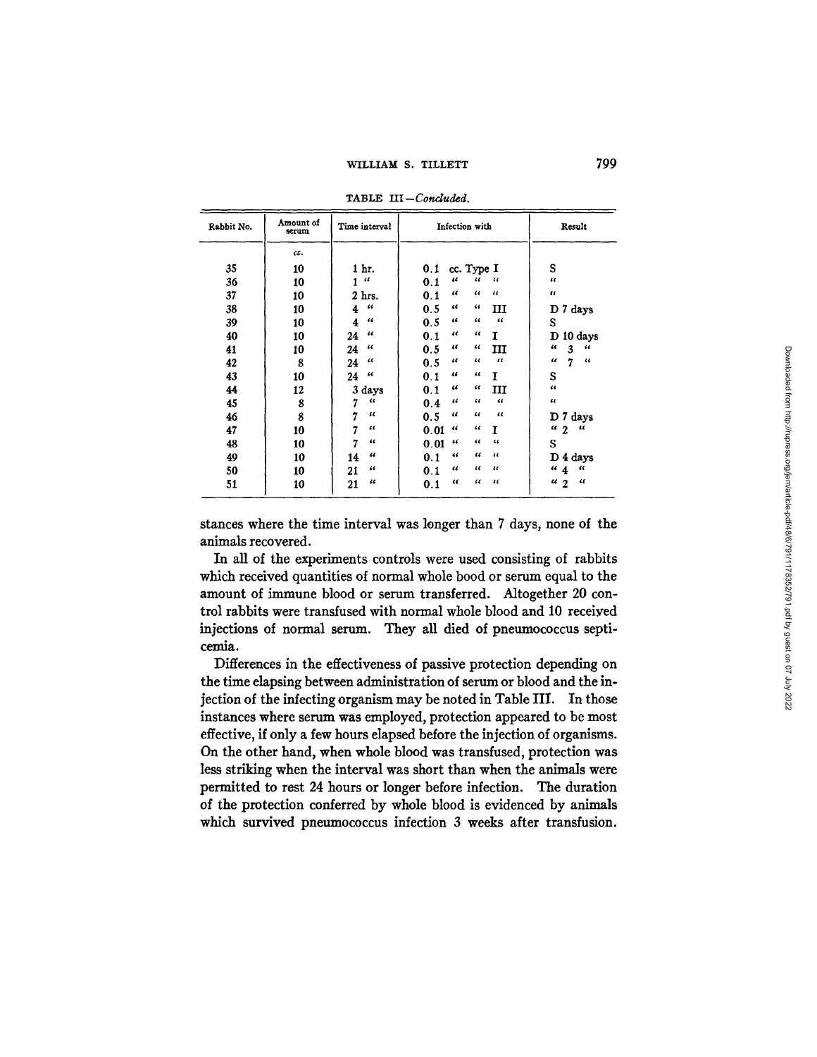TABLE III—*Concluded.*

| Rabbit No. | Amount of serum | Time interval | Infection with | Result |
|---|---|---|---|---|
| | *cc.* | | | |
| 35 | 10 | 1 hr. | 0.1 cc. Type I | S |
| 36 | 10 | 1 " | 0.1 " " " | " |
| 37 | 10 | 2 hrs. | 0.1 " " " | " |
| 38 | 10 | 4 " | 0.5 " " III | D 7 days |
| 39 | 10 | 4 " | 0.5 " " " | S |
| 40 | 10 | 24 " | 0.1 " " I | D 10 days |
| 41 | 10 | 24 " | 0.5 " " III | " 3 " |
| 42 | 8 | 24 " | 0.5 " " " | " 7 " |
| 43 | 10 | 24 " | 0.1 " " I | S |
| 44 | 12 | 3 days | 0.1 " " III | " |
| 45 | 8 | 7 " | 0.4 " " " | " |
| 46 | 8 | 7 " | 0.5 " " " | D 7 days |
| 47 | 10 | 7 " | 0.01 " " I | " 2 " |
| 48 | 10 | 7 " | 0.01 " " " | S |
| 49 | 10 | 14 " | 0.1 " " " | D 4 days |
| 50 | 10 | 21 " | 0.1 " " " | " 4 " |
| 51 | 10 | 21 " | 0.1 " " " | " 2 " |

stances where the time interval was longer than 7 days, none of the animals recovered.

In all of the experiments controls were used consisting of rabbits which received quantities of normal whole bood or serum equal to the amount of immune blood or serum transferred. Altogether 20 control rabbits were transfused with normal whole blood and 10 received injections of normal serum. They all died of pneumococcus septicemia.

Differences in the effectiveness of passive protection depending on the time elapsing between administration of serum or blood and the injection of the infecting organism may be noted in Table III. In those instances where serum was employed, protection appeared to be most effective, if only a few hours elapsed before the injection of organisms. On the other hand, when whole blood was transfused, protection was less striking when the interval was short than when the animals were permitted to rest 24 hours or longer before infection. The duration of the protection conferred by whole blood is evidenced by animals which survived pneumococcus infection 3 weeks after transfusion.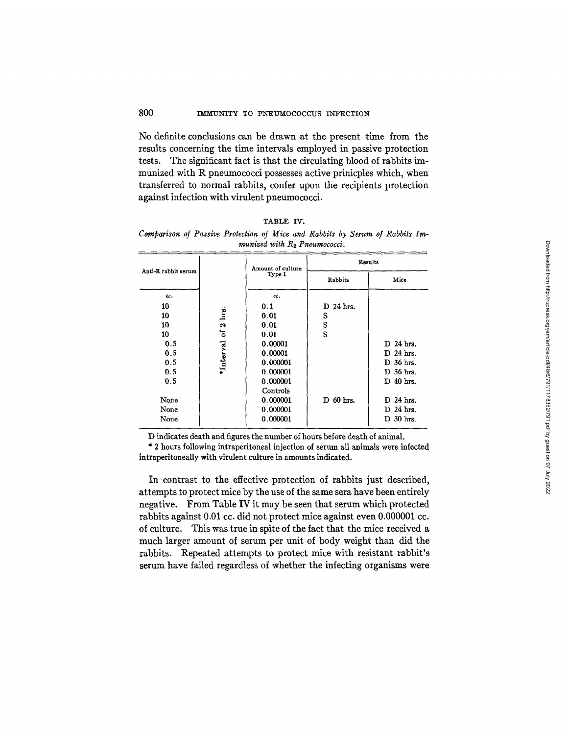No definite conclusions can be drawn at the present time from the results concerning the time intervals employed in passive protection tests. The significant fact is that the circulating blood of rabbits immunized with R pneumococci possesses active prinicples which, when transferred to normal rabbits, confer upon the recipients protection against infection with virulent pneumococci.

TABLE IV.

*Comparison of Passive Protection of Mice and Rabbits by Serum of Rabbits Immunized with $R_2$ Pneumococci.*

| Anti-R rabbit serum | | Amount of culture Type I | Results | |
|---|---|---|---|---|
| | | | Rabbits | Mice |
| cc. | | cc. | | |
| 10 | *Interval of 2 hrs. | 0.1 | D 24 hrs. | |
| 10 | | 0.01 | S | |
| 10 | | 0.01 | S | |
| 10 | | 0.01 | S | |
| 0.5 | | 0.00001 | | D 24 hrs. |
| 0.5 | | 0.00001 | | D 24 hrs. |
| 0.5 | | 0.000001 | | D 36 hrs. |
| 0.5 | | 0.000001 | | D 36 hrs. |
| 0.5 | | 0.000001 | | D 40 hrs. |
| | | Controls | | |
| None | | 0.000001 | D 60 hrs. | D 24 hrs. |
| None | | 0.000001 | | D 24 hrs. |
| None | | 0.000001 | | D 30 hrs. |

D indicates death and figures the number of hours before death of animal.

\* 2 hours following intraperitoneal injection of serum all animals were infected intraperitoneally with virulent culture in amounts indicated.

In contrast to the effective protection of rabbits just described, attempts to protect mice by the use of the same sera have been entirely negative. From Table IV it may be seen that serum which protected rabbits against 0.01 cc. did not protect mice against even 0.000001 cc. of culture. This was true in spite of the fact that the mice received a much larger amount of serum per unit of body weight than did the rabbits. Repeated attempts to protect mice with resistant rabbit's serum have failed regardless of whether the infecting organisms were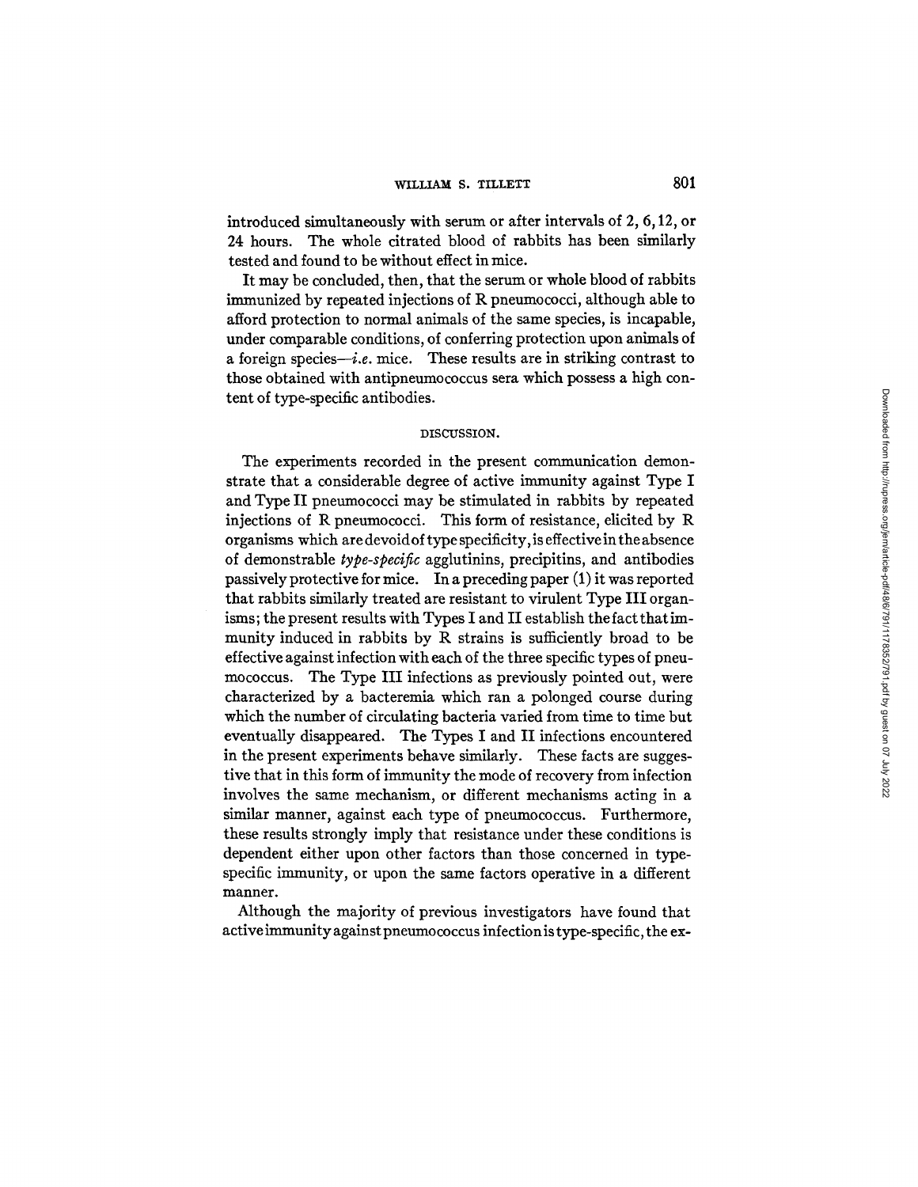introduced simultaneously with serum or after intervals of 2, 6, 12, or 24 hours. The whole citrated blood of rabbits has been similarly tested and found to be without effect in mice.

It may be concluded, then, that the serum or whole blood of rabbits immunized by repeated injections of R pneumococci, although able to afford protection to normal animals of the same species, is incapable, under comparable conditions, of conferring protection upon animals of a foreign species—*i.e.* mice. These results are in striking contrast to those obtained with antipneumococcus sera which possess a high content of type-specific antibodies.

## DISCUSSION.

The experiments recorded in the present communication demonstrate that a considerable degree of active immunity against Type I and Type II pneumococci may be stimulated in rabbits by repeated injections of R pneumococci. This form of resistance, elicited by R organisms which are devoid of type specificity, is effective in the absence of demonstrable *type-specific* agglutinins, precipitins, and antibodies passively protective for mice. In a preceding paper (1) it was reported that rabbits similarly treated are resistant to virulent Type III organisms; the present results with Types I and II establish the fact that immunity induced in rabbits by R strains is sufficiently broad to be effective against infection with each of the three specific types of pneumococcus. The Type III infections as previously pointed out, were characterized by a bacteremia which ran a polonged course during which the number of circulating bacteria varied from time to time but eventually disappeared. The Types I and II infections encountered in the present experiments behave similarly. These facts are suggestive that in this form of immunity the mode of recovery from infection involves the same mechanism, or different mechanisms acting in a similar manner, against each type of pneumococcus. Furthermore, these results strongly imply that resistance under these conditions is dependent either upon other factors than those concerned in type-specific immunity, or upon the same factors operative in a different manner.

Although the majority of previous investigators have found that active immunity against pneumococcus infection is type-specific, the ex-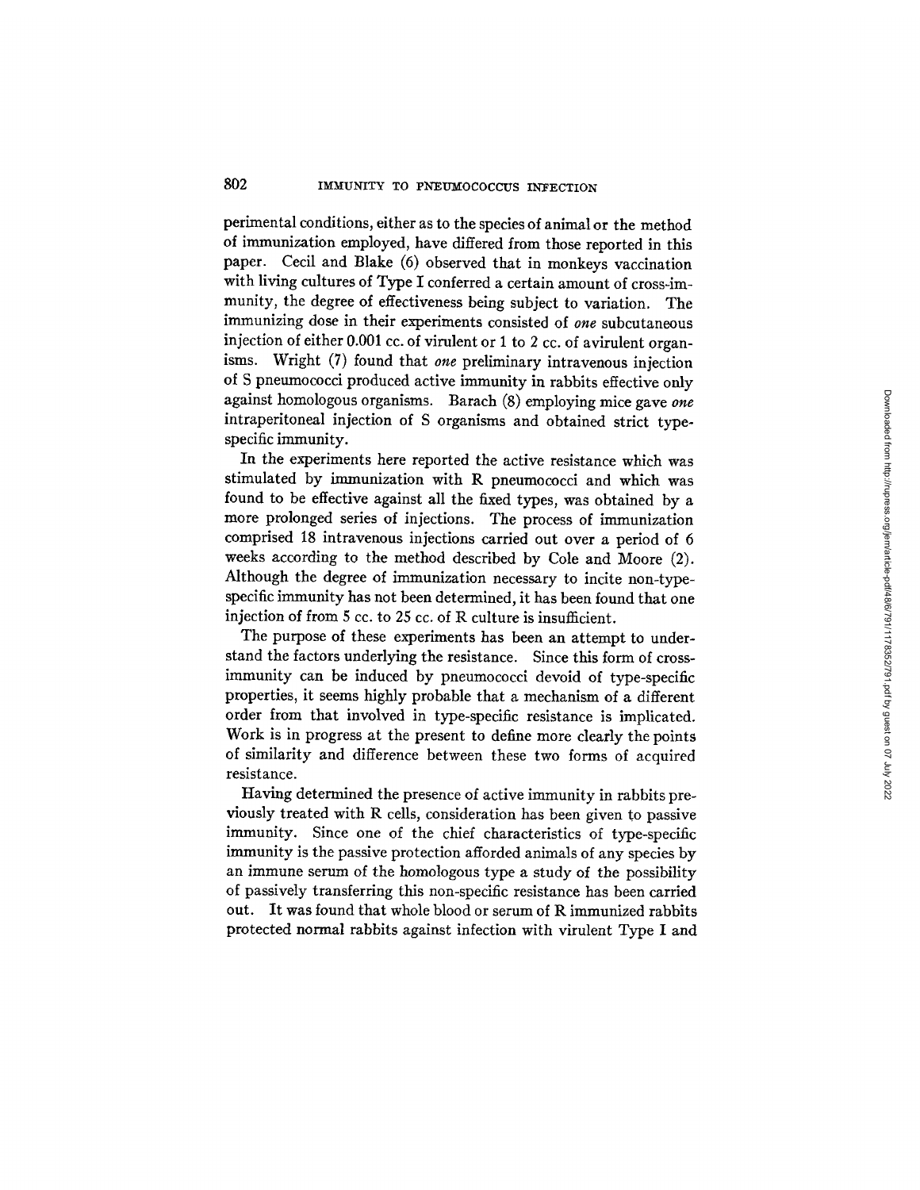perimental conditions, either as to the species of animal or the method of immunization employed, have differed from those reported in this paper. Cecil and Blake (6) observed that in monkeys vaccination with living cultures of Type I conferred a certain amount of cross-immunity, the degree of effectiveness being subject to variation. The immunizing dose in their experiments consisted of *one* subcutaneous injection of either 0.001 cc. of virulent or 1 to 2 cc. of avirulent organisms. Wright (7) found that *one* preliminary intravenous injection of S pneumococci produced active immunity in rabbits effective only against homologous organisms. Barach (8) employing mice gave *one* intraperitoneal injection of S organisms and obtained strict type-specific immunity.

In the experiments here reported the active resistance which was stimulated by immunization with R pneumococci and which was found to be effective against all the fixed types, was obtained by a more prolonged series of injections. The process of immunization comprised 18 intravenous injections carried out over a period of 6 weeks according to the method described by Cole and Moore (2). Although the degree of immunization necessary to incite non-type-specific immunity has not been determined, it has been found that one injection of from 5 cc. to 25 cc. of R culture is insufficient.

The purpose of these experiments has been an attempt to understand the factors underlying the resistance. Since this form of cross-immunity can be induced by pneumococci devoid of type-specific properties, it seems highly probable that a mechanism of a different order from that involved in type-specific resistance is implicated. Work is in progress at the present to define more clearly the points of similarity and difference between these two forms of acquired resistance.

Having determined the presence of active immunity in rabbits previously treated with R cells, consideration has been given to passive immunity. Since one of the chief characteristics of type-specific immunity is the passive protection afforded animals of any species by an immune serum of the homologous type a study of the possibility of passively transferring this non-specific resistance has been carried out. It was found that whole blood or serum of R immunized rabbits protected normal rabbits against infection with virulent Type I and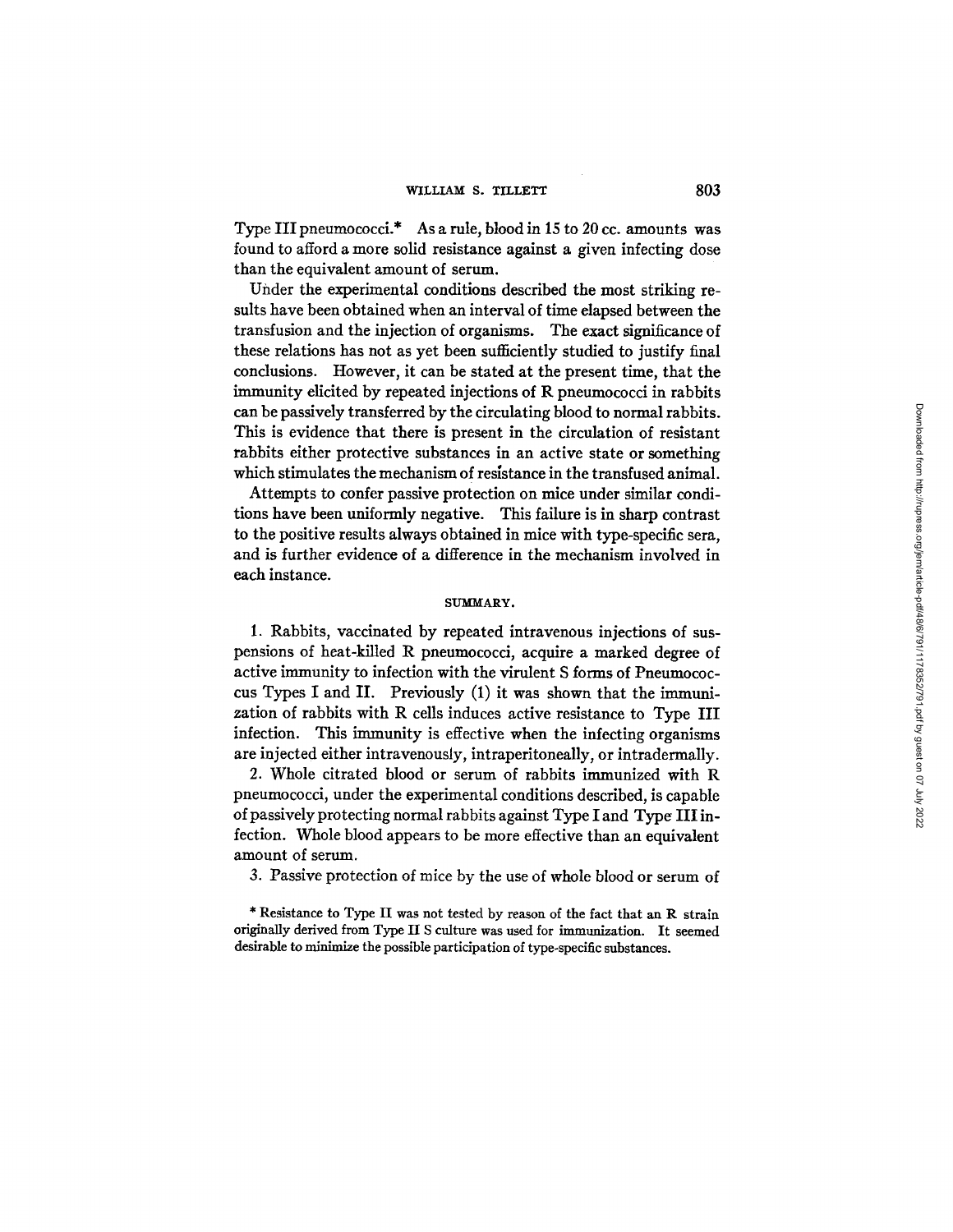Type III pneumococci.* As a rule, blood in 15 to 20 cc. amounts was found to afford a more solid resistance against a given infecting dose than the equivalent amount of serum.

Under the experimental conditions described the most striking results have been obtained when an interval of time elapsed between the transfusion and the injection of organisms. The exact significance of these relations has not as yet been sufficiently studied to justify final conclusions. However, it can be stated at the present time, that the immunity elicited by repeated injections of R pneumococci in rabbits can be passively transferred by the circulating blood to normal rabbits. This is evidence that there is present in the circulation of resistant rabbits either protective substances in an active state or something which stimulates the mechanism of resistance in the transfused animal.

Attempts to confer passive protection on mice under similar conditions have been uniformly negative. This failure is in sharp contrast to the positive results always obtained in mice with type-specific sera, and is further evidence of a difference in the mechanism involved in each instance.

## SUMMARY.

1. Rabbits, vaccinated by repeated intravenous injections of suspensions of heat-killed R pneumococci, acquire a marked degree of active immunity to infection with the virulent S forms of Pneumococcus Types I and II. Previously (1) it was shown that the immunization of rabbits with R cells induces active resistance to Type III infection. This immunity is effective when the infecting organisms are injected either intravenously, intraperitoneally, or intradermally.

2. Whole citrated blood or serum of rabbits immunized with R pneumococci, under the experimental conditions described, is capable of passively protecting normal rabbits against Type I and Type III infection. Whole blood appears to be more effective than an equivalent amount of serum.

3. Passive protection of mice by the use of whole blood or serum of

* Resistance to Type II was not tested by reason of the fact that an R strain originally derived from Type II S culture was used for immunization. It seemed desirable to minimize the possible participation of type-specific substances.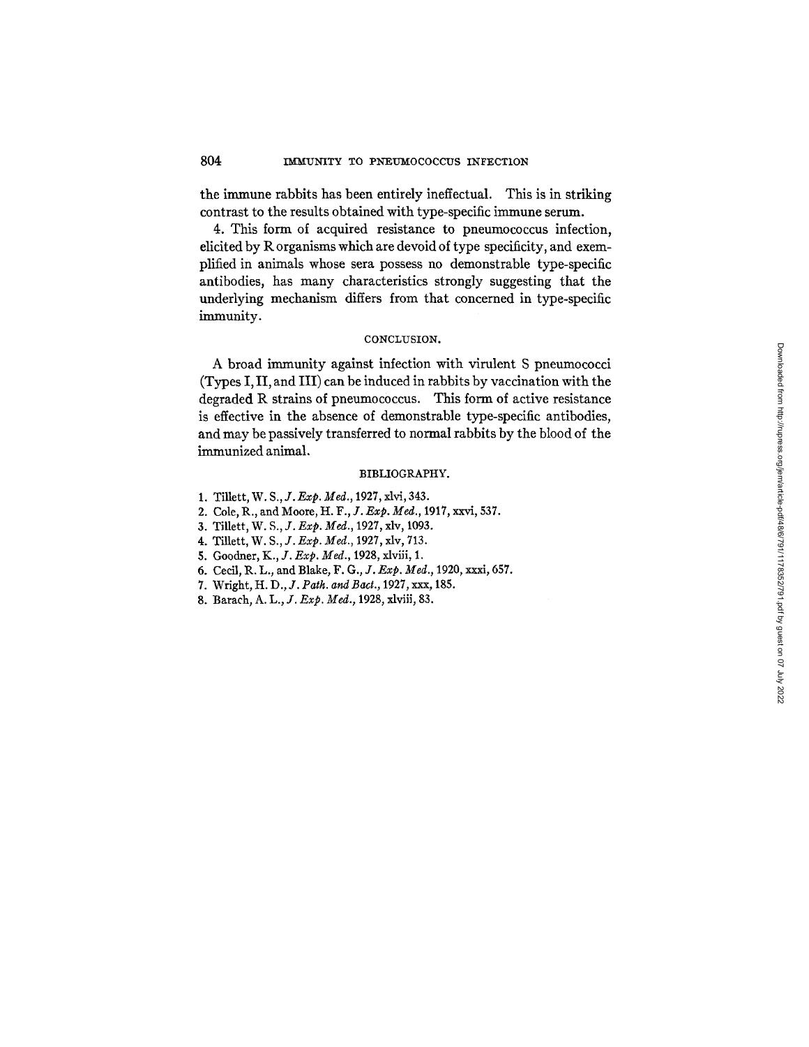the immune rabbits has been entirely ineffectual. This is in striking contrast to the results obtained with type-specific immune serum.

4. This form of acquired resistance to pneumococcus infection, elicited by R organisms which are devoid of type specificity, and exemplified in animals whose sera possess no demonstrable type-specific antibodies, has many characteristics strongly suggesting that the underlying mechanism differs from that concerned in type-specific immunity.

## CONCLUSION.

A broad immunity against infection with virulent S pneumococci (Types I, II, and III) can be induced in rabbits by vaccination with the degraded R strains of pneumococcus. This form of active resistance is effective in the absence of demonstrable type-specific antibodies, and may be passively transferred to normal rabbits by the blood of the immunized animal.

## BIBLIOGRAPHY.

1. Tillett, W. S., *J. Exp. Med.*, 1927, xlvi, 343.
2. Cole, R., and Moore, H. F., *J. Exp. Med.*, 1917, xxvi, 537.
3. Tillett, W. S., *J. Exp. Med.*, 1927, xlv, 1093.
4. Tillett, W. S., *J. Exp. Med.*, 1927, xlv, 713.
5. Goodner, K., *J. Exp. Med.*, 1928, xlviii, 1.
6. Cecil, R. L., and Blake, F. G., *J. Exp. Med.*, 1920, xxxi, 657.
7. Wright, H. D., *J. Path. and Bact.*, 1927, xxx, 185.
8. Barach, A. L., *J. Exp. Med.*, 1928, xlviii, 83.